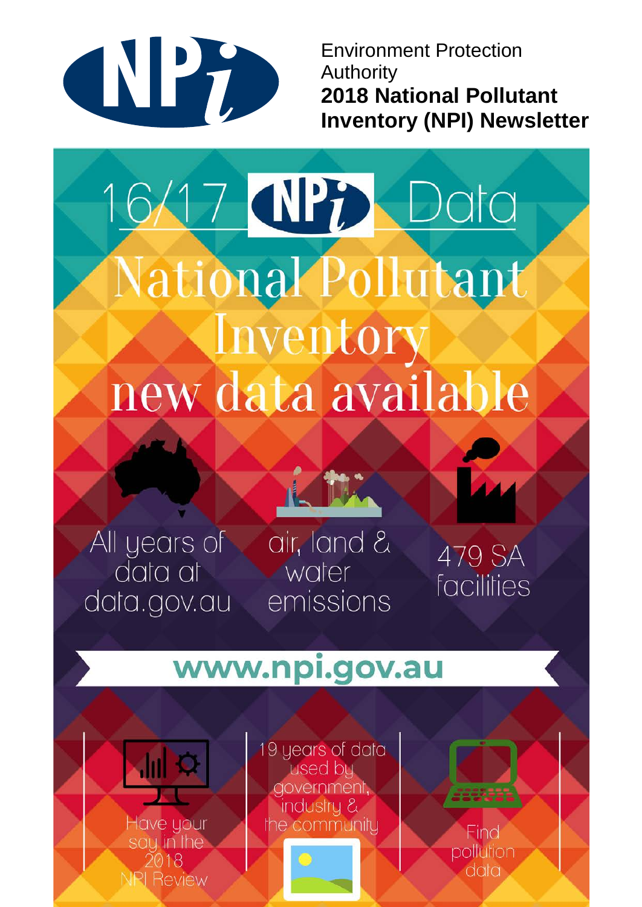Environment Protection Authority

**2018 National Pollutant Inventory (NPI) Newsletter**

# 16/17 NPi Data

# National Pollutant Inventory new data available

All years of data at data.gov.au

air, land & water emissions

479 SA facilities

**www.npi.gov.au**

Have your say in the 2018 NPI Review

19 years of data used by government, industry & the community

Find pollution data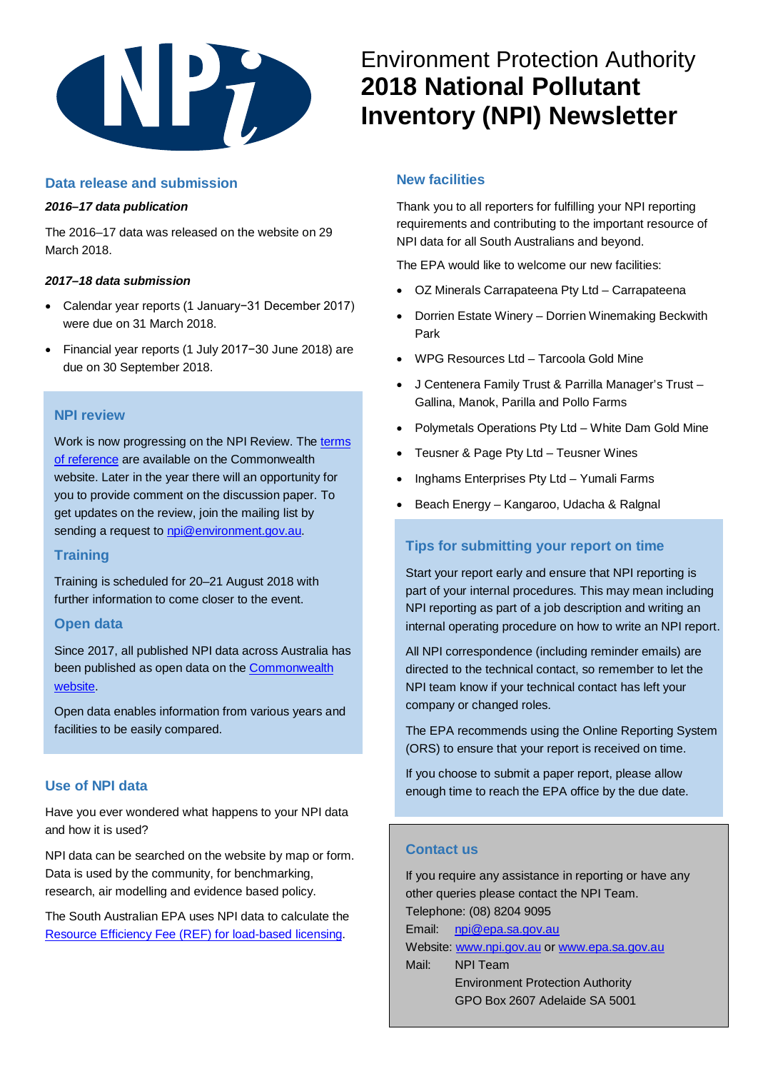# Environment Protection Authority
# **2018 National Pollutant Inventory (NPI) Newsletter**

## Data release and submission

***2016–17 data publication***

The 2016–17 data was released on the website on 29 March 2018.

***2017–18 data submission***

- Calendar year reports (1 January−31 December 2017) were due on 31 March 2018.
- Financial year reports (1 July 2017−30 June 2018) are due on 30 September 2018.

## NPI review

Work is now progressing on the NPI Review. The terms of reference are available on the Commonwealth website. Later in the year there will an opportunity for you to provide comment on the discussion paper. To get updates on the review, join the mailing list by sending a request to npi@environment.gov.au.

## Training

Training is scheduled for 20–21 August 2018 with further information to come closer to the event.

## Open data

Since 2017, all published NPI data across Australia has been published as open data on the Commonwealth website.

Open data enables information from various years and facilities to be easily compared.

## Use of NPI data

Have you ever wondered what happens to your NPI data and how it is used?

NPI data can be searched on the website by map or form. Data is used by the community, for benchmarking, research, air modelling and evidence based policy.

The South Australian EPA uses NPI data to calculate the Resource Efficiency Fee (REF) for load-based licensing.

## New facilities

Thank you to all reporters for fulfilling your NPI reporting requirements and contributing to the important resource of NPI data for all South Australians and beyond.

The EPA would like to welcome our new facilities:

- OZ Minerals Carrapateena Pty Ltd – Carrapateena
- Dorrien Estate Winery – Dorrien Winemaking Beckwith Park
- WPG Resources Ltd – Tarcoola Gold Mine
- J Centenera Family Trust & Parrilla Manager's Trust – Gallina, Manok, Parilla and Pollo Farms
- Polymetals Operations Pty Ltd – White Dam Gold Mine
- Teusner & Page Pty Ltd – Teusner Wines
- Inghams Enterprises Pty Ltd – Yumali Farms
- Beach Energy – Kangaroo, Udacha & Ralgnal

## Tips for submitting your report on time

Start your report early and ensure that NPI reporting is part of your internal procedures. This may mean including NPI reporting as part of a job description and writing an internal operating procedure on how to write an NPI report.

All NPI correspondence (including reminder emails) are directed to the technical contact, so remember to let the NPI team know if your technical contact has left your company or changed roles.

The EPA recommends using the Online Reporting System (ORS) to ensure that your report is received on time.

If you choose to submit a paper report, please allow enough time to reach the EPA office by the due date.

## Contact us

If you require any assistance in reporting or have any other queries please contact the NPI Team.

Telephone: (08) 8204 9095

Email: npi@epa.sa.gov.au

Website: www.npi.gov.au or www.epa.sa.gov.au

Mail: NPI Team
Environment Protection Authority
GPO Box 2607 Adelaide SA 5001